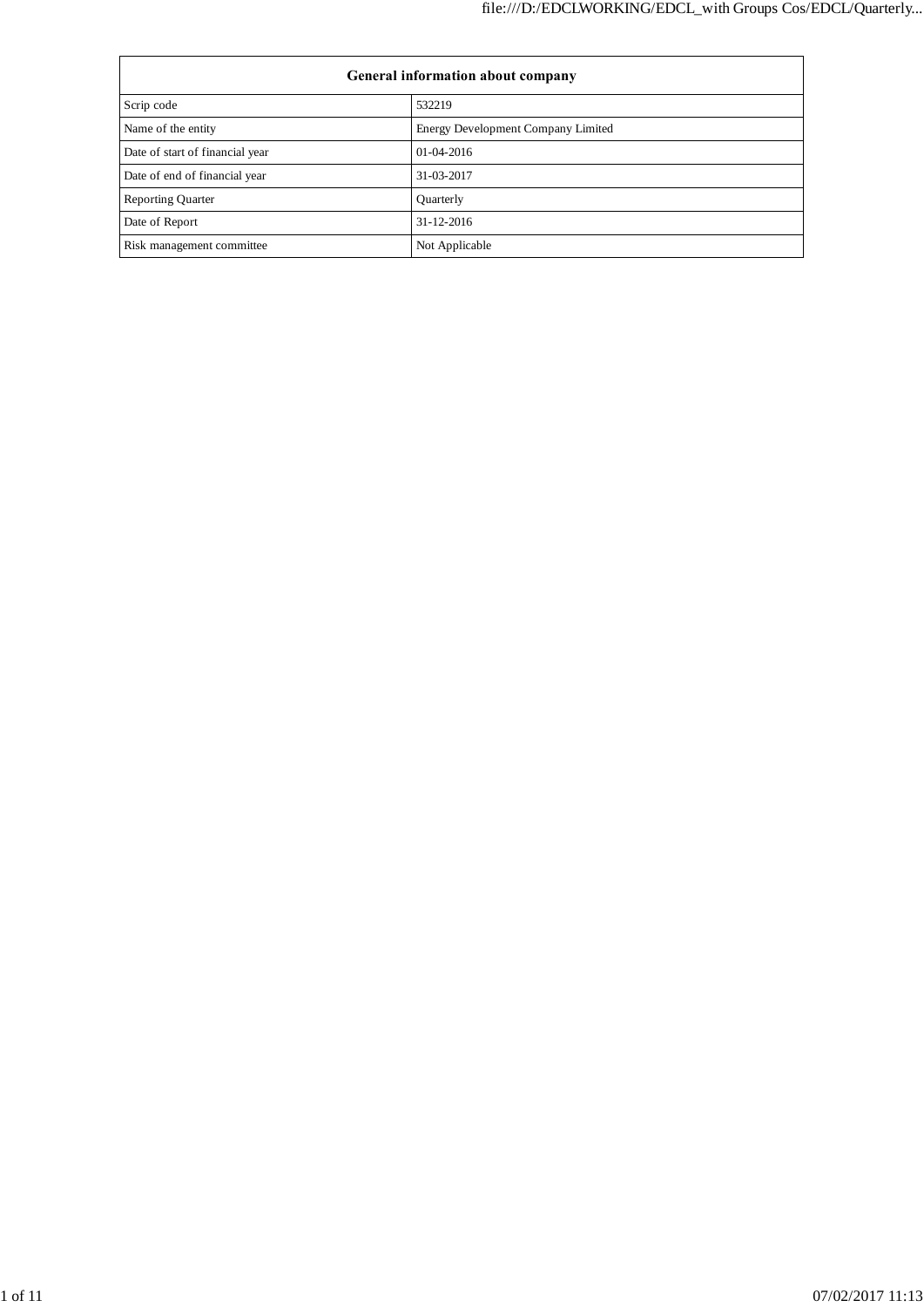| General information about company | |
|---|---|
| Scrip code | 532219 |
| Name of the entity | Energy Development Company Limited |
| Date of start of financial year | 01-04-2016 |
| Date of end of financial year | 31-03-2017 |
| Reporting Quarter | Quarterly |
| Date of Report | 31-12-2016 |
| Risk management committee | Not Applicable |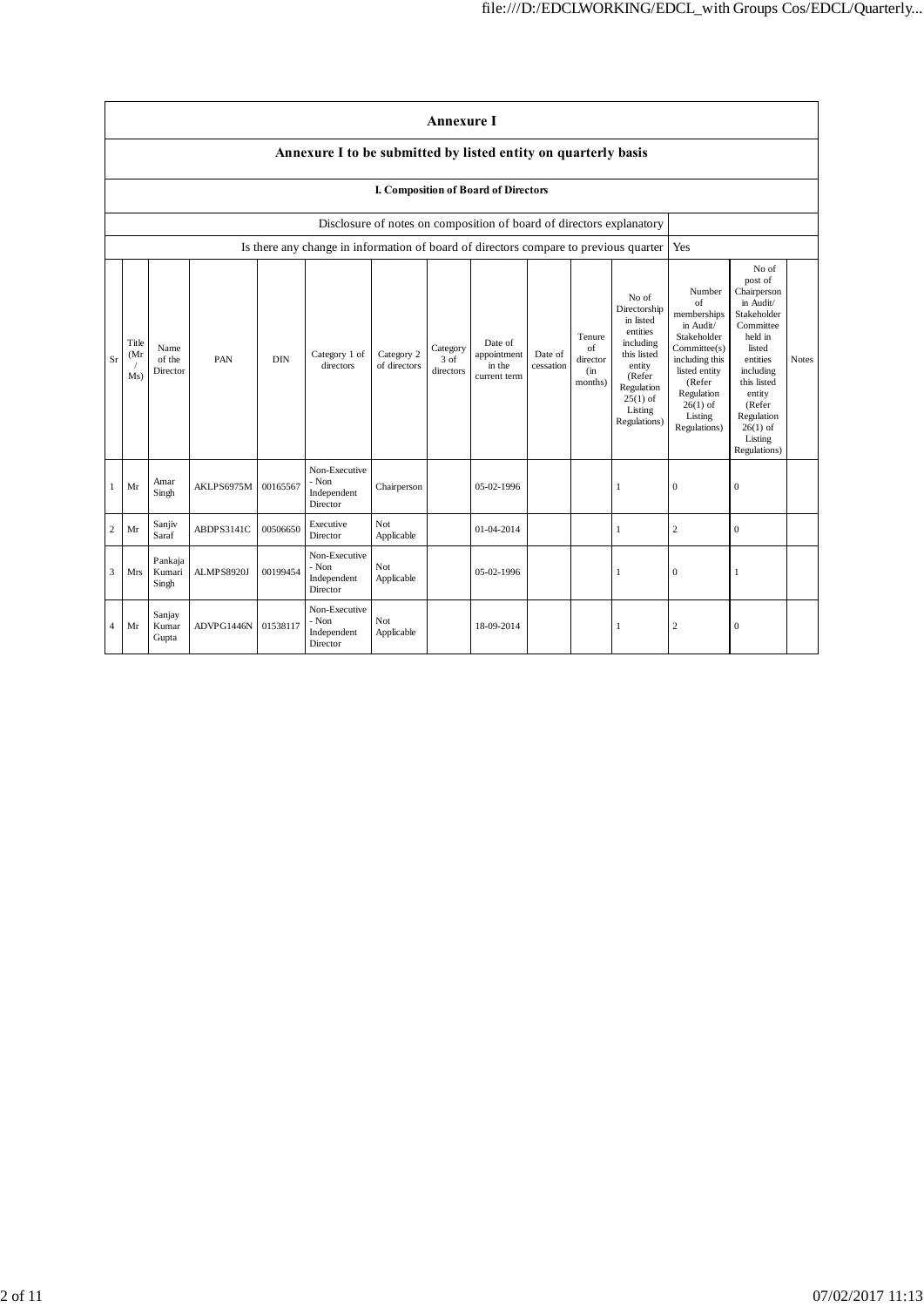# Annexure I

## Annexure I to be submitted by listed entity on quarterly basis

### I. Composition of Board of Directors

| Disclosure of notes on composition of board of directors explanatory | |
|---|---|
| Is there any change in information of board of directors compare to previous quarter | Yes |

| Sr | Title (Mr / Ms) | Name of the Director | PAN | DIN | Category 1 of directors | Category 2 of directors | Category 3 of directors | Date of appointment in the current term | Date of cessation | Tenure of director (in months) | No of Directorship in listed entities including this listed entity (Refer Regulation 25(1) of Listing Regulations) | Number of memberships in Audit/ Stakeholder Committee(s) including this listed entity (Refer Regulation 26(1) of Listing Regulations) | No of post of Chairperson in Audit/ Stakeholder Committee held in listed entities including this listed entity (Refer Regulation 26(1) of Listing Regulations) | Notes |
|---|---|---|---|---|---|---|---|---|---|---|---|---|---|---|
| 1 | Mr | Amar Singh | AKLPS6975M | 00165567 | Non-Executive - Non Independent Director | Chairperson | | 05-02-1996 | | | 1 | 0 | 0 | |
| 2 | Mr | Sanjiv Saraf | ABDPS3141C | 00506650 | Executive Director | Not Applicable | | 01-04-2014 | | | 1 | 2 | 0 | |
| 3 | Mrs | Pankaja Kumari Singh | ALMPS8920J | 00199454 | Non-Executive - Non Independent Director | Not Applicable | | 05-02-1996 | | | 1 | 0 | 1 | |
| 4 | Mr | Sanjay Kumar Gupta | ADVPG1446N | 01538117 | Non-Executive - Non Independent Director | Not Applicable | | 18-09-2014 | | | 1 | 2 | 0 | |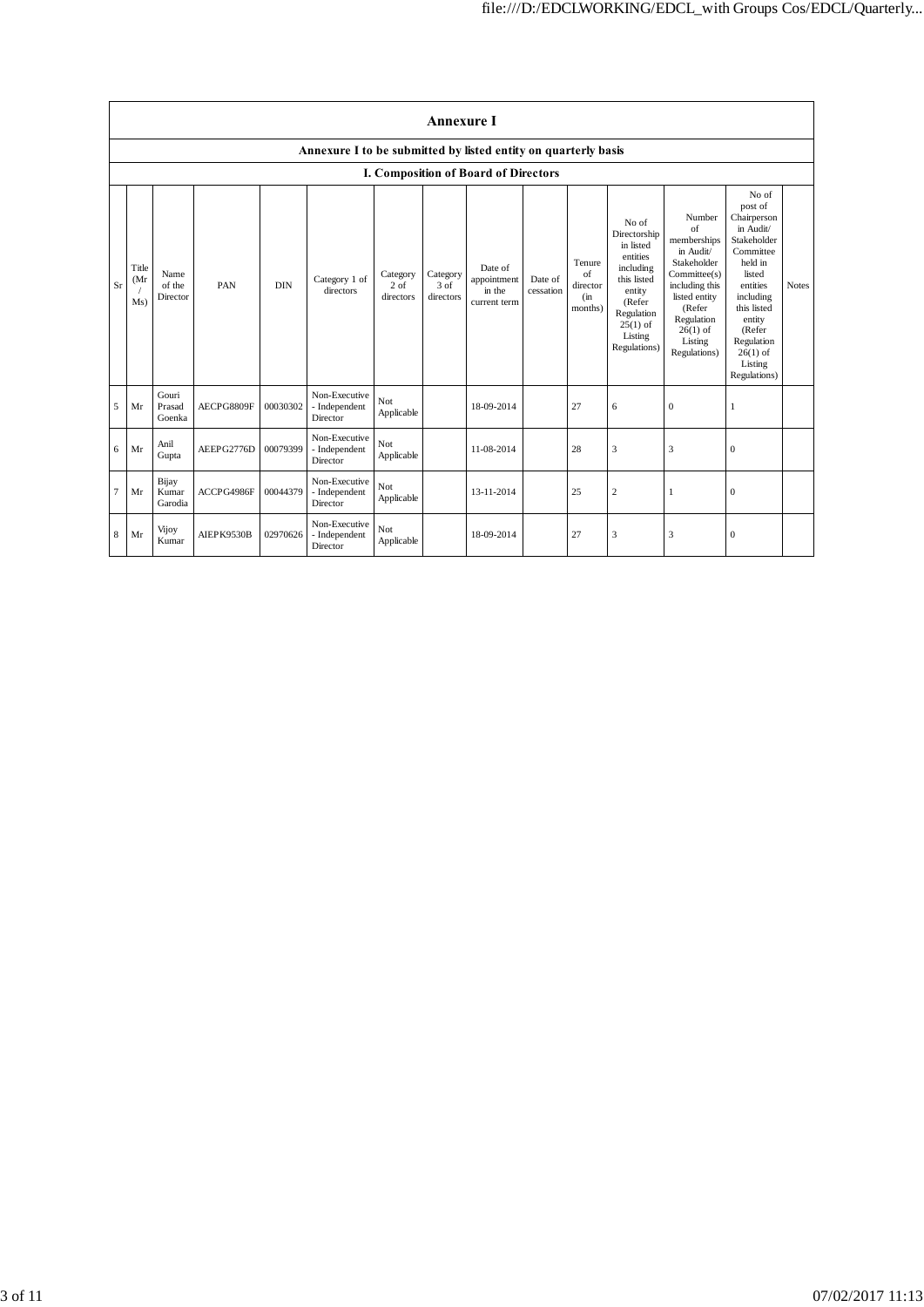# Annexure I

## Annexure I to be submitted by listed entity on quarterly basis

### I. Composition of Board of Directors

| Sr | Title (Mr / Ms) | Name of the Director | PAN | DIN | Category 1 of directors | Category 2 of directors | Category 3 of directors | Date of appointment in the current term | Date of cessation | Tenure of director (in months) | No of Directorship in listed entities including this listed entity (Refer Regulation 25(1) of Listing Regulations) | Number of memberships in Audit/ Stakeholder Committee(s) including this listed entity (Refer Regulation 26(1) of Listing Regulations) | No of post of Chairperson in Audit/ Stakeholder Committee held in listed entities including this listed entity (Refer Regulation 26(1) of Listing Regulations) | Notes |
|---|---|---|---|---|---|---|---|---|---|---|---|---|---|---|
| 5 | Mr | Gouri Prasad Goenka | AECPG8809F | 00030302 | Non-Executive - Independent Director | Not Applicable | | 18-09-2014 | | 27 | 6 | 0 | 1 | |
| 6 | Mr | Anil Gupta | AEEPG2776D | 00079399 | Non-Executive - Independent Director | Not Applicable | | 11-08-2014 | | 28 | 3 | 3 | 0 | |
| 7 | Mr | Bijay Kumar Garodia | ACCPG4986F | 00044379 | Non-Executive - Independent Director | Not Applicable | | 13-11-2014 | | 25 | 2 | 1 | 0 | |
| 8 | Mr | Vijoy Kumar | AIEPK9530B | 02970626 | Non-Executive - Independent Director | Not Applicable | | 18-09-2014 | | 27 | 3 | 3 | 0 | |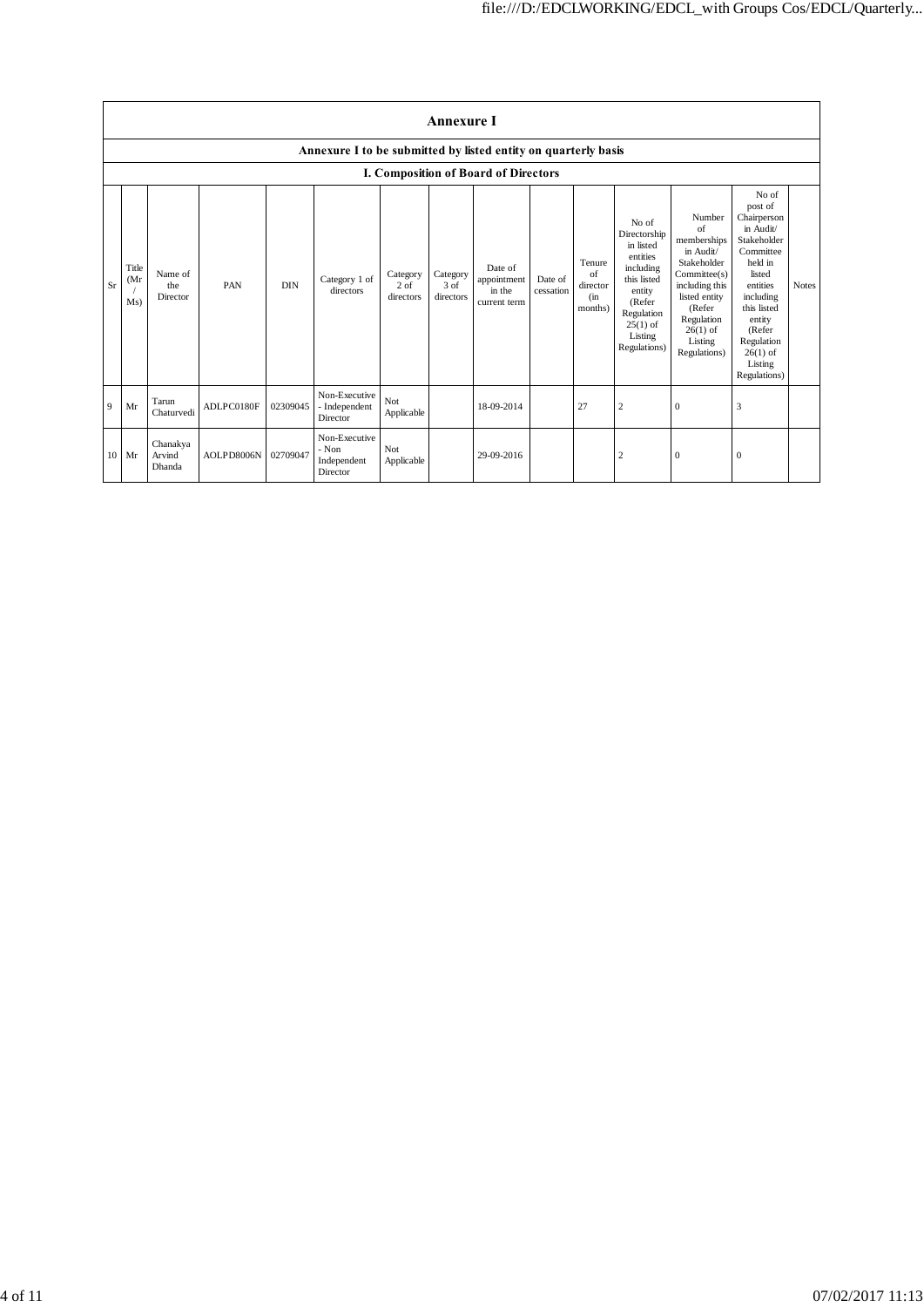## Annexure I

### Annexure I to be submitted by listed entity on quarterly basis

### I. Composition of Board of Directors

| Sr | Title (Mr / Ms) | Name of the Director | PAN | DIN | Category 1 of directors | Category 2 of directors | Category 3 of directors | Date of appointment in the current term | Date of cessation | Tenure of director (in months) | No of Directorship in listed entities including this listed entity (Refer Regulation 25(1) of Listing Regulations) | Number of memberships in Audit/ Stakeholder Committee(s) including this listed entity (Refer Regulation 26(1) of Listing Regulations) | No of post of Chairperson in Audit/ Stakeholder Committee held in listed entities including this listed entity (Refer Regulation 26(1) of Listing Regulations) | Notes |
|---|---|---|---|---|---|---|---|---|---|---|---|---|---|---|
| 9 | Mr | Tarun Chaturvedi | ADLPC0180F | 02309045 | Non-Executive - Independent Director | Not Applicable | | 18-09-2014 | | 27 | 2 | 0 | 3 | |
| 10 | Mr | Chanakya Arvind Dhanda | AOLPD8006N | 02709047 | Non-Executive - Non Independent Director | Not Applicable | | 29-09-2016 | | | 2 | 0 | 0 | |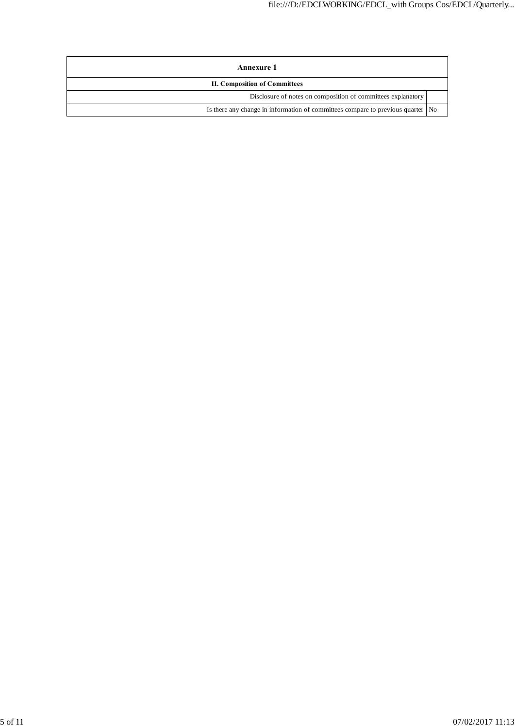| Annexure 1 | |
|---|---|
| **II. Composition of Committees** | |
| Disclosure of notes on composition of committees explanatory | |
| Is there any change in information of committees compare to previous quarter | No |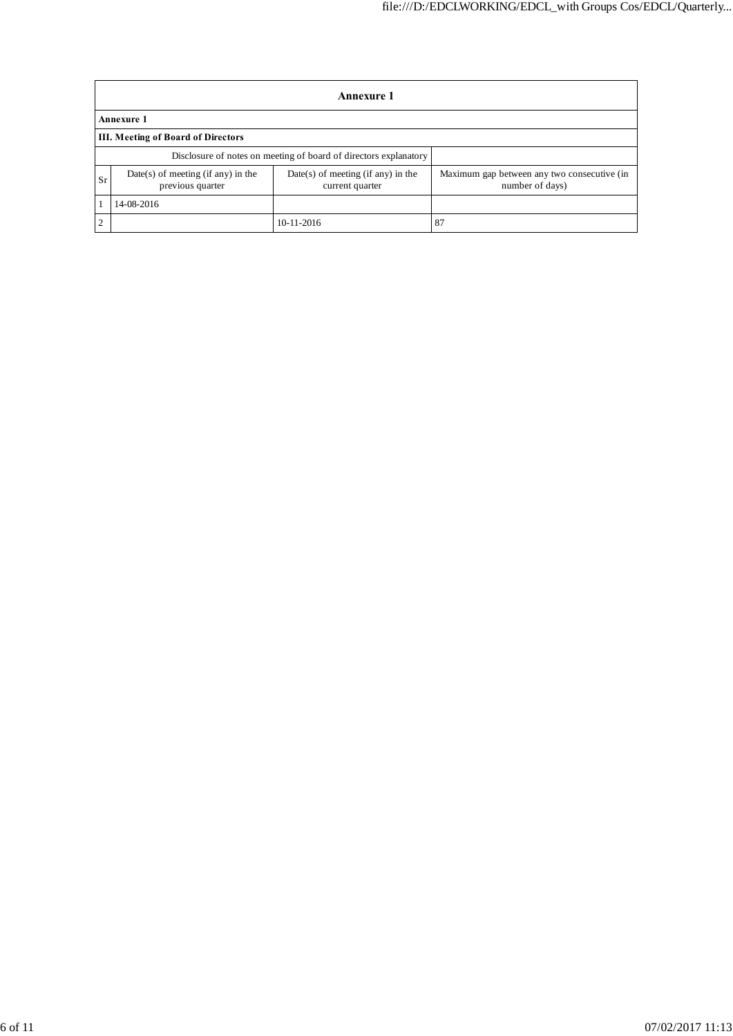| Annexure 1 | | | |
|---|---|---|---|
| **Annexure 1** | | | |
| **III. Meeting of Board of Directors** | | | |
| Disclosure of notes on meeting of board of directors explanatory | | | |
| Sr | Date(s) of meeting (if any) in the previous quarter | Date(s) of meeting (if any) in the current quarter | Maximum gap between any two consecutive (in number of days) |
| 1 | 14-08-2016 | | |
| 2 | | 10-11-2016 | 87 |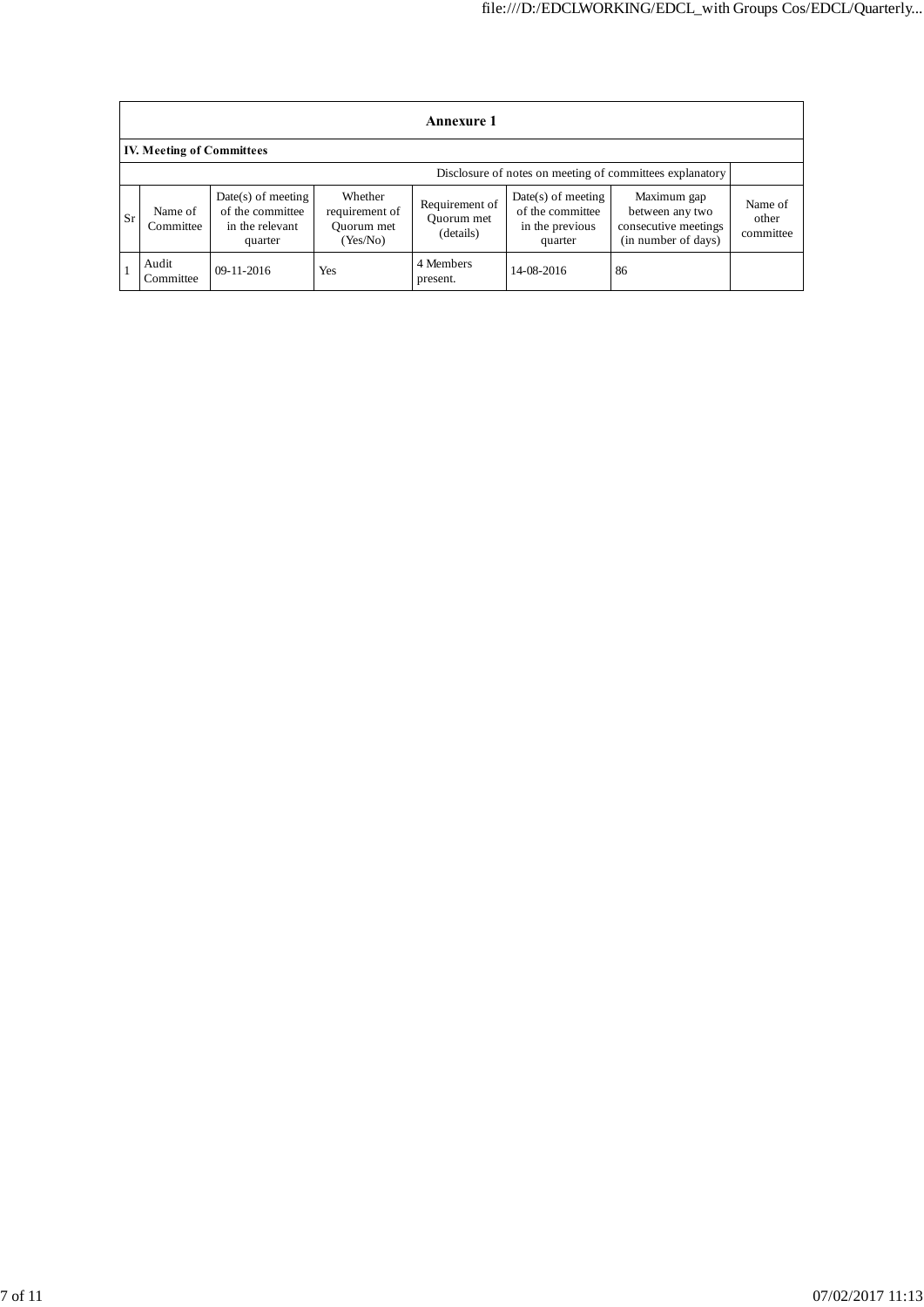## Annexure 1

### IV. Meeting of Committees

Disclosure of notes on meeting of committees explanatory

| Sr | Name of Committee | Date(s) of meeting of the committee in the relevant quarter | Whether requirement of Quorum met (Yes/No) | Requirement of Quorum met (details) | Date(s) of meeting of the committee in the previous quarter | Maximum gap between any two consecutive meetings (in number of days) | Name of other committee |
|---|---|---|---|---|---|---|---|
| 1 | Audit Committee | 09-11-2016 | Yes | 4 Members present. | 14-08-2016 | 86 | |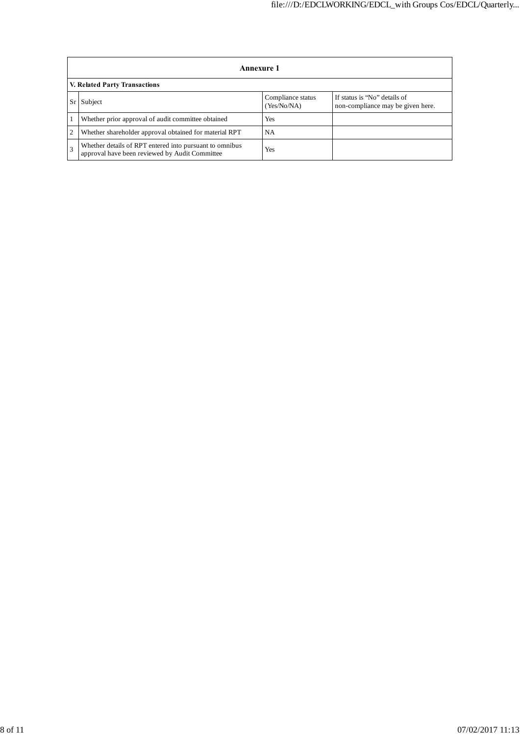## Annexure 1

### V. Related Party Transactions

| Sr | Subject | Compliance status (Yes/No/NA) | If status is "No" details of non-compliance may be given here. |
|---|---|---|---|
| 1 | Whether prior approval of audit committee obtained | Yes | |
| 2 | Whether shareholder approval obtained for material RPT | NA | |
| 3 | Whether details of RPT entered into pursuant to omnibus approval have been reviewed by Audit Committee | Yes | |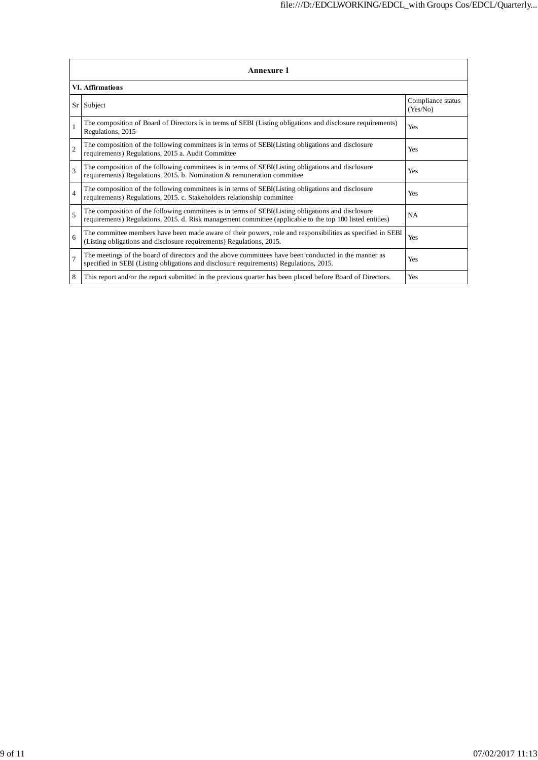| Annexure 1 | | |
|---|---|---|
| **VI. Affirmations** | | |
| Sr | Subject | Compliance status (Yes/No) |
| 1 | The composition of Board of Directors is in terms of SEBI (Listing obligations and disclosure requirements) Regulations, 2015 | Yes |
| 2 | The composition of the following committees is in terms of SEBI(Listing obligations and disclosure requirements) Regulations, 2015 a. Audit Committee | Yes |
| 3 | The composition of the following committees is in terms of SEBI(Listing obligations and disclosure requirements) Regulations, 2015. b. Nomination & remuneration committee | Yes |
| 4 | The composition of the following committees is in terms of SEBI(Listing obligations and disclosure requirements) Regulations, 2015. c. Stakeholders relationship committee | Yes |
| 5 | The composition of the following committees is in terms of SEBI(Listing obligations and disclosure requirements) Regulations, 2015. d. Risk management committee (applicable to the top 100 listed entities) | NA |
| 6 | The committee members have been made aware of their powers, role and responsibilities as specified in SEBI (Listing obligations and disclosure requirements) Regulations, 2015. | Yes |
| 7 | The meetings of the board of directors and the above committees have been conducted in the manner as specified in SEBI (Listing obligations and disclosure requirements) Regulations, 2015. | Yes |
| 8 | This report and/or the report submitted in the previous quarter has been placed before Board of Directors. | Yes |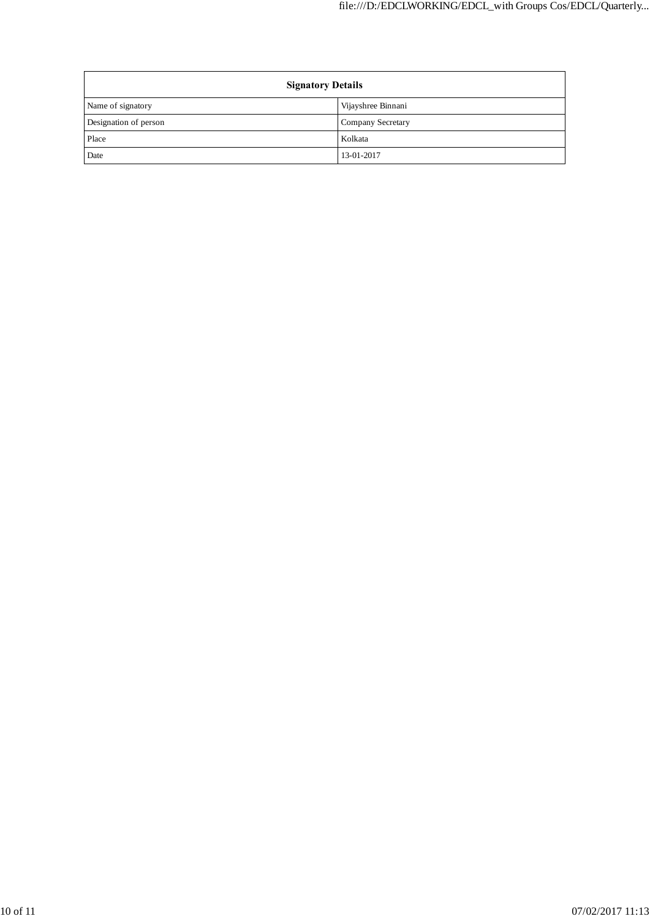| Signatory Details | |
|---|---|
| Name of signatory | Vijayshree Binnani |
| Designation of person | Company Secretary |
| Place | Kolkata |
| Date | 13-01-2017 |